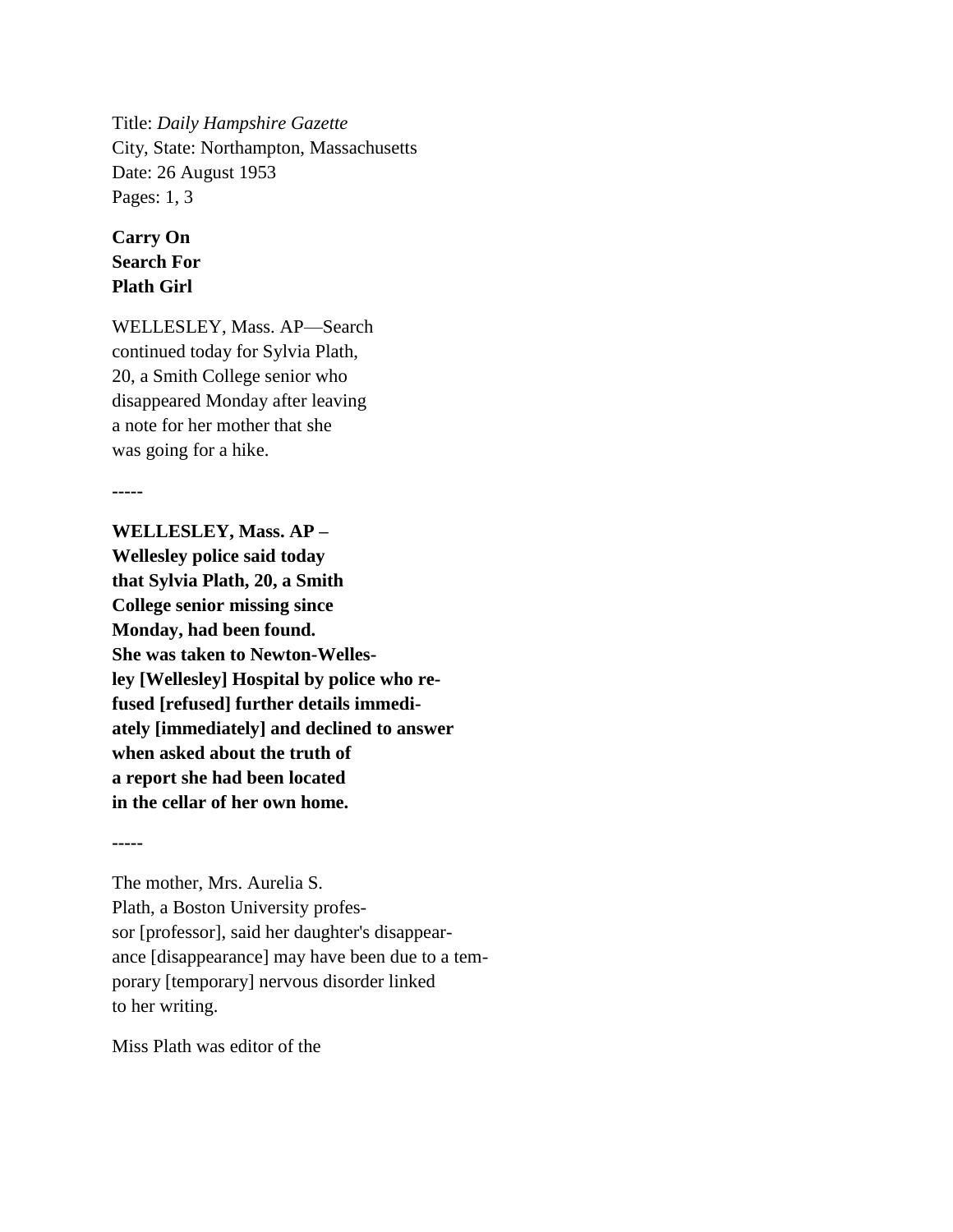Title: *Daily Hampshire Gazette*
City, State: Northampton, Massachusetts
Date: 26 August 1953
Pages: 1, 3

**Carry On**
**Search For**
**Plath Girl**

WELLESLEY, Mass. AP—Search continued today for Sylvia Plath, 20, a Smith College senior who disappeared Monday after leaving a note for her mother that she was going for a hike.

-----

**WELLESLEY, Mass. AP – Wellesley police said today that Sylvia Plath, 20, a Smith College senior missing since Monday, had been found. She was taken to Newton-Welles-ley [Wellesley] Hospital by police who re-fused [refused] further details immedi-ately [immediately] and declined to answer when asked about the truth of a report she had been located in the cellar of her own home.**

-----

The mother, Mrs. Aurelia S. Plath, a Boston University profes-sor [professor], said her daughter's disappear-ance [disappearance] may have been due to a tem-porary [temporary] nervous disorder linked to her writing.

Miss Plath was editor of the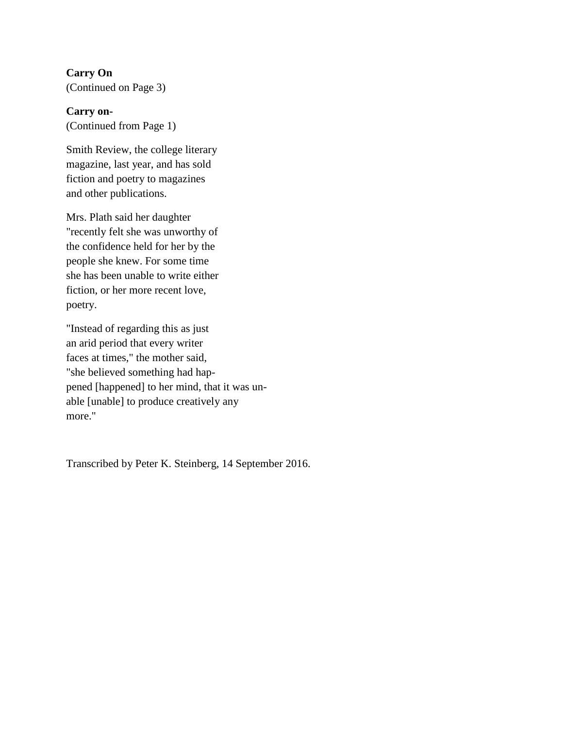**Carry On**
(Continued on Page 3)

**Carry on-**
(Continued from Page 1)

Smith Review, the college literary magazine, last year, and has sold fiction and poetry to magazines and other publications.

Mrs. Plath said her daughter "recently felt she was unworthy of the confidence held for her by the people she knew. For some time she has been unable to write either fiction, or her more recent love, poetry.

"Instead of regarding this as just an arid period that every writer faces at times," the mother said, "she believed something had hap-pened [happened] to her mind, that it was un-able [unable] to produce creatively any more."

Transcribed by Peter K. Steinberg, 14 September 2016.